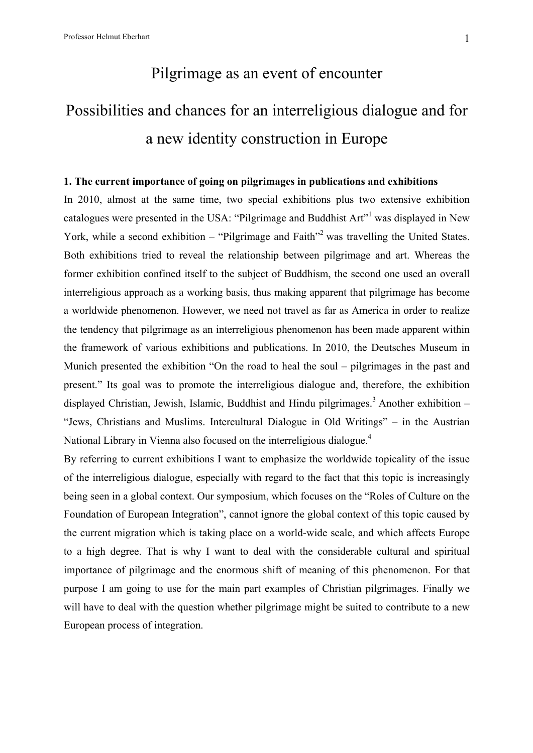# Pilgrimage as an event of encounter

# Possibilities and chances for an interreligious dialogue and for a new identity construction in Europe

## 1. The current importance of going on pilgrimages in publications and exhibitions

In 2010, almost at the same time, two special exhibitions plus two extensive exhibition catalogues were presented in the USA: "Pilgrimage and Buddhist Art"[1] was displayed in New York, while a second exhibition – "Pilgrimage and Faith"[2] was travelling the United States. Both exhibitions tried to reveal the relationship between pilgrimage and art. Whereas the former exhibition confined itself to the subject of Buddhism, the second one used an overall interreligious approach as a working basis, thus making apparent that pilgrimage has become a worldwide phenomenon. However, we need not travel as far as America in order to realize the tendency that pilgrimage as an interreligious phenomenon has been made apparent within the framework of various exhibitions and publications. In 2010, the Deutsches Museum in Munich presented the exhibition "On the road to heal the soul – pilgrimages in the past and present." Its goal was to promote the interreligious dialogue and, therefore, the exhibition displayed Christian, Jewish, Islamic, Buddhist and Hindu pilgrimages.[3] Another exhibition – "Jews, Christians and Muslims. Intercultural Dialogue in Old Writings" – in the Austrian National Library in Vienna also focused on the interreligious dialogue.[4]

By referring to current exhibitions I want to emphasize the worldwide topicality of the issue of the interreligious dialogue, especially with regard to the fact that this topic is increasingly being seen in a global context. Our symposium, which focuses on the "Roles of Culture on the Foundation of European Integration", cannot ignore the global context of this topic caused by the current migration which is taking place on a world-wide scale, and which affects Europe to a high degree. That is why I want to deal with the considerable cultural and spiritual importance of pilgrimage and the enormous shift of meaning of this phenomenon. For that purpose I am going to use for the main part examples of Christian pilgrimages. Finally we will have to deal with the question whether pilgrimage might be suited to contribute to a new European process of integration.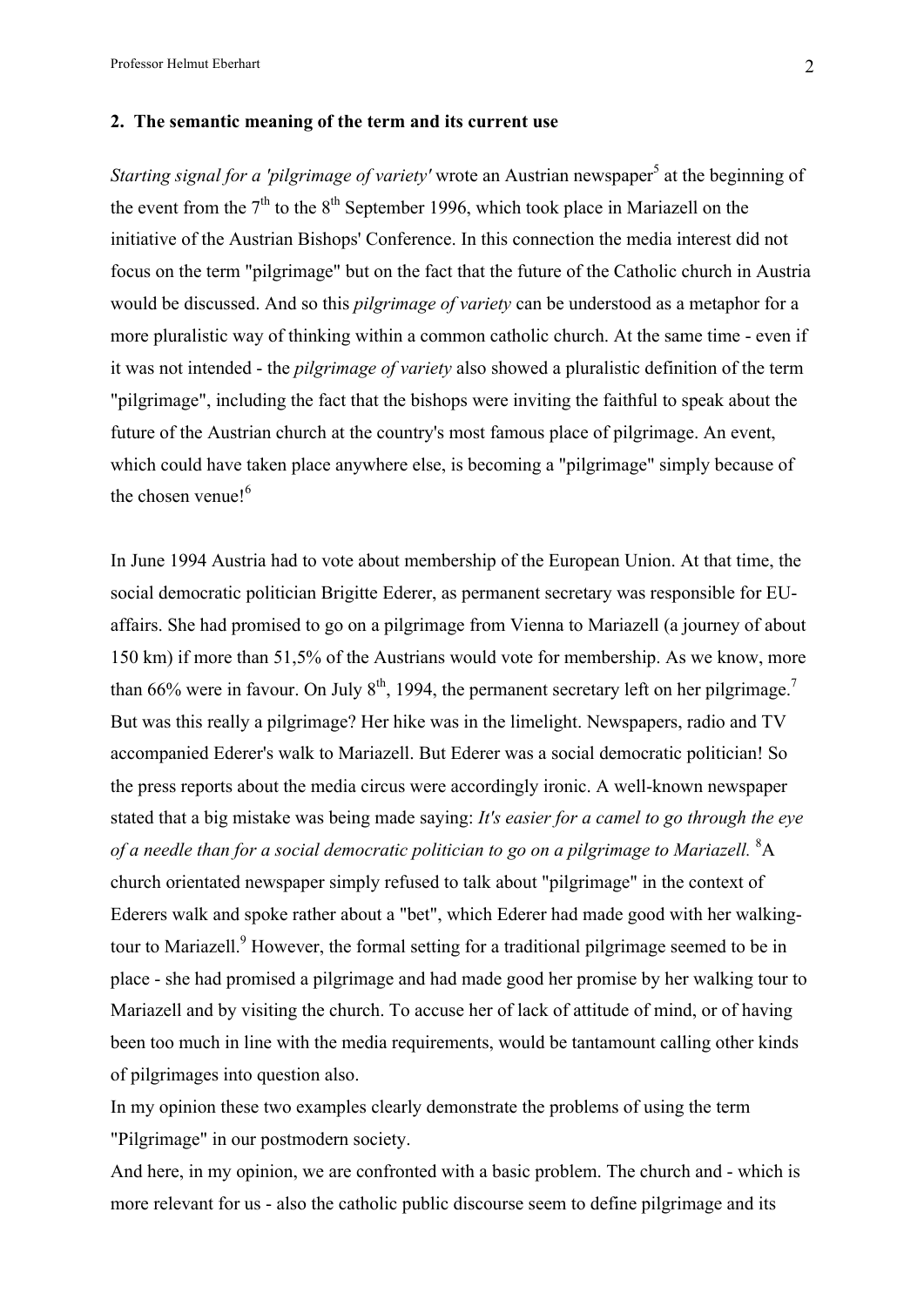## 2. The semantic meaning of the term and its current use

*Starting signal for a 'pilgrimage of variety'* wrote an Austrian newspaper[5] at the beginning of the event from the 7th to the 8th September 1996, which took place in Mariazell on the initiative of the Austrian Bishops' Conference. In this connection the media interest did not focus on the term "pilgrimage" but on the fact that the future of the Catholic church in Austria would be discussed. And so this *pilgrimage of variety* can be understood as a metaphor for a more pluralistic way of thinking within a common catholic church. At the same time - even if it was not intended - the *pilgrimage of variety* also showed a pluralistic definition of the term "pilgrimage", including the fact that the bishops were inviting the faithful to speak about the future of the Austrian church at the country's most famous place of pilgrimage. An event, which could have taken place anywhere else, is becoming a "pilgrimage" simply because of the chosen venue![6]

In June 1994 Austria had to vote about membership of the European Union. At that time, the social democratic politician Brigitte Ederer, as permanent secretary was responsible for EU-affairs. She had promised to go on a pilgrimage from Vienna to Mariazell (a journey of about 150 km) if more than 51,5% of the Austrians would vote for membership. As we know, more than 66% were in favour. On July 8th, 1994, the permanent secretary left on her pilgrimage.[7] But was this really a pilgrimage? Her hike was in the limelight. Newspapers, radio and TV accompanied Ederer's walk to Mariazell. But Ederer was a social democratic politician! So the press reports about the media circus were accordingly ironic. A well-known newspaper stated that a big mistake was being made saying: *It's easier for a camel to go through the eye of a needle than for a social democratic politician to go on a pilgrimage to Mariazell.* [8]A church orientated newspaper simply refused to talk about "pilgrimage" in the context of Ederers walk and spoke rather about a "bet", which Ederer had made good with her walking-tour to Mariazell.[9] However, the formal setting for a traditional pilgrimage seemed to be in place - she had promised a pilgrimage and had made good her promise by her walking tour to Mariazell and by visiting the church. To accuse her of lack of attitude of mind, or of having been too much in line with the media requirements, would be tantamount calling other kinds of pilgrimages into question also.

In my opinion these two examples clearly demonstrate the problems of using the term "Pilgrimage" in our postmodern society.

And here, in my opinion, we are confronted with a basic problem. The church and - which is more relevant for us - also the catholic public discourse seem to define pilgrimage and its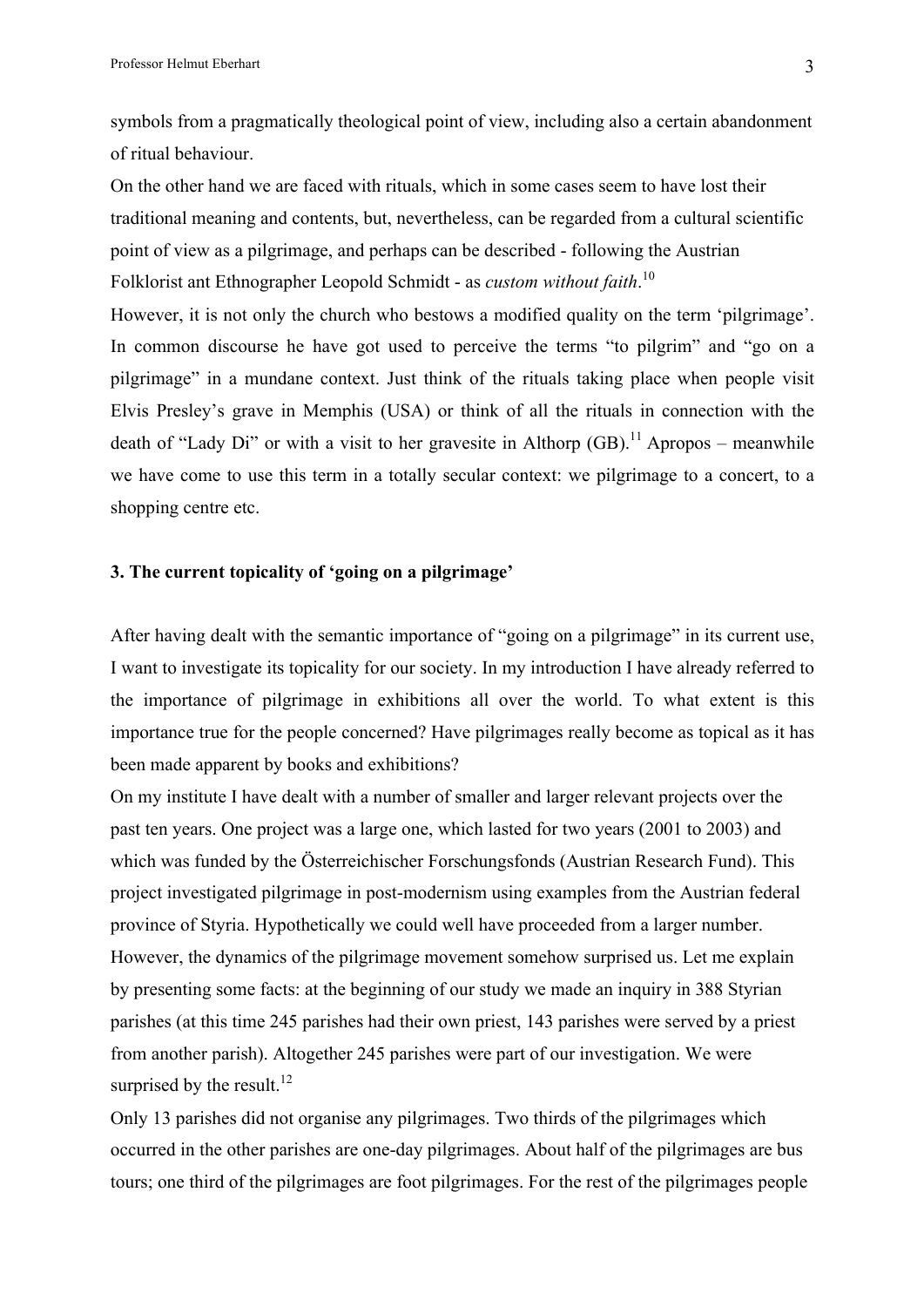symbols from a pragmatically theological point of view, including also a certain abandonment of ritual behaviour.

On the other hand we are faced with rituals, which in some cases seem to have lost their traditional meaning and contents, but, nevertheless, can be regarded from a cultural scientific point of view as a pilgrimage, and perhaps can be described - following the Austrian Folklorist ant Ethnographer Leopold Schmidt - as *custom without faith*.[10]

However, it is not only the church who bestows a modified quality on the term 'pilgrimage'. In common discourse he have got used to perceive the terms "to pilgrim" and "go on a pilgrimage" in a mundane context. Just think of the rituals taking place when people visit Elvis Presley's grave in Memphis (USA) or think of all the rituals in connection with the death of "Lady Di" or with a visit to her gravesite in Althorp (GB).[11] Apropos – meanwhile we have come to use this term in a totally secular context: we pilgrimage to a concert, to a shopping centre etc.

### 3. The current topicality of 'going on a pilgrimage'

After having dealt with the semantic importance of "going on a pilgrimage" in its current use, I want to investigate its topicality for our society. In my introduction I have already referred to the importance of pilgrimage in exhibitions all over the world. To what extent is this importance true for the people concerned? Have pilgrimages really become as topical as it has been made apparent by books and exhibitions?

On my institute I have dealt with a number of smaller and larger relevant projects over the past ten years. One project was a large one, which lasted for two years (2001 to 2003) and which was funded by the Österreichischer Forschungsfonds (Austrian Research Fund). This project investigated pilgrimage in post-modernism using examples from the Austrian federal province of Styria. Hypothetically we could well have proceeded from a larger number. However, the dynamics of the pilgrimage movement somehow surprised us. Let me explain by presenting some facts: at the beginning of our study we made an inquiry in 388 Styrian parishes (at this time 245 parishes had their own priest, 143 parishes were served by a priest from another parish). Altogether 245 parishes were part of our investigation. We were surprised by the result.[12]

Only 13 parishes did not organise any pilgrimages. Two thirds of the pilgrimages which occurred in the other parishes are one-day pilgrimages. About half of the pilgrimages are bus tours; one third of the pilgrimages are foot pilgrimages. For the rest of the pilgrimages people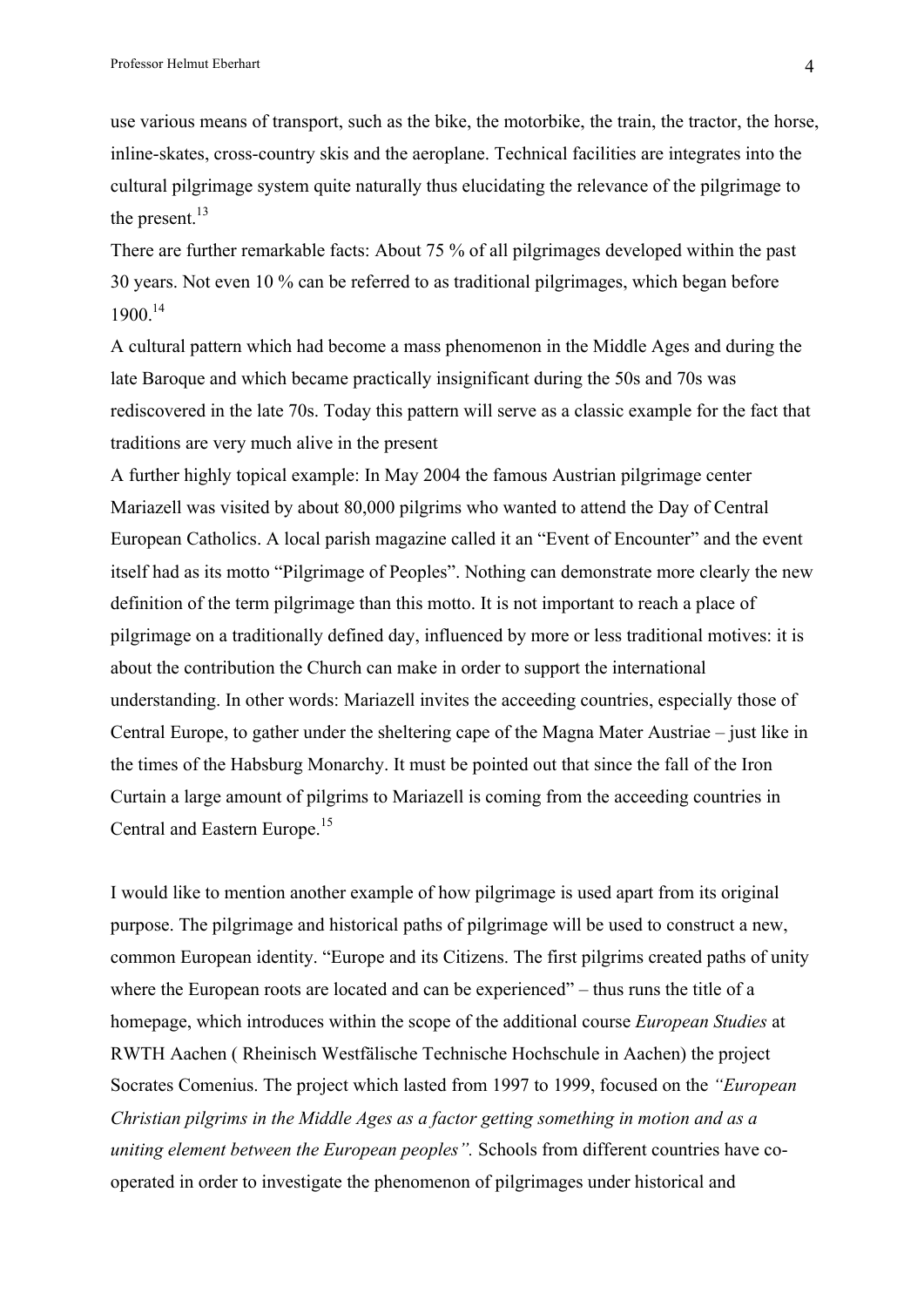use various means of transport, such as the bike, the motorbike, the train, the tractor, the horse, inline-skates, cross-country skis and the aeroplane. Technical facilities are integrates into the cultural pilgrimage system quite naturally thus elucidating the relevance of the pilgrimage to the present.[13]

There are further remarkable facts: About 75 % of all pilgrimages developed within the past 30 years. Not even 10 % can be referred to as traditional pilgrimages, which began before 1900.[14]

A cultural pattern which had become a mass phenomenon in the Middle Ages and during the late Baroque and which became practically insignificant during the 50s and 70s was rediscovered in the late 70s. Today this pattern will serve as a classic example for the fact that traditions are very much alive in the present

A further highly topical example: In May 2004 the famous Austrian pilgrimage center Mariazell was visited by about 80,000 pilgrims who wanted to attend the Day of Central European Catholics. A local parish magazine called it an "Event of Encounter" and the event itself had as its motto "Pilgrimage of Peoples". Nothing can demonstrate more clearly the new definition of the term pilgrimage than this motto. It is not important to reach a place of pilgrimage on a traditionally defined day, influenced by more or less traditional motives: it is about the contribution the Church can make in order to support the international understanding. In other words: Mariazell invites the acceeding countries, especially those of Central Europe, to gather under the sheltering cape of the Magna Mater Austriae – just like in the times of the Habsburg Monarchy. It must be pointed out that since the fall of the Iron Curtain a large amount of pilgrims to Mariazell is coming from the acceeding countries in Central and Eastern Europe.[15]

I would like to mention another example of how pilgrimage is used apart from its original purpose. The pilgrimage and historical paths of pilgrimage will be used to construct a new, common European identity. "Europe and its Citizens. The first pilgrims created paths of unity where the European roots are located and can be experienced" – thus runs the title of a homepage, which introduces within the scope of the additional course *European Studies* at RWTH Aachen ( Rheinisch Westfälische Technische Hochschule in Aachen) the project Socrates Comenius. The project which lasted from 1997 to 1999, focused on the *"European Christian pilgrims in the Middle Ages as a factor getting something in motion and as a uniting element between the European peoples".* Schools from different countries have co-operated in order to investigate the phenomenon of pilgrimages under historical and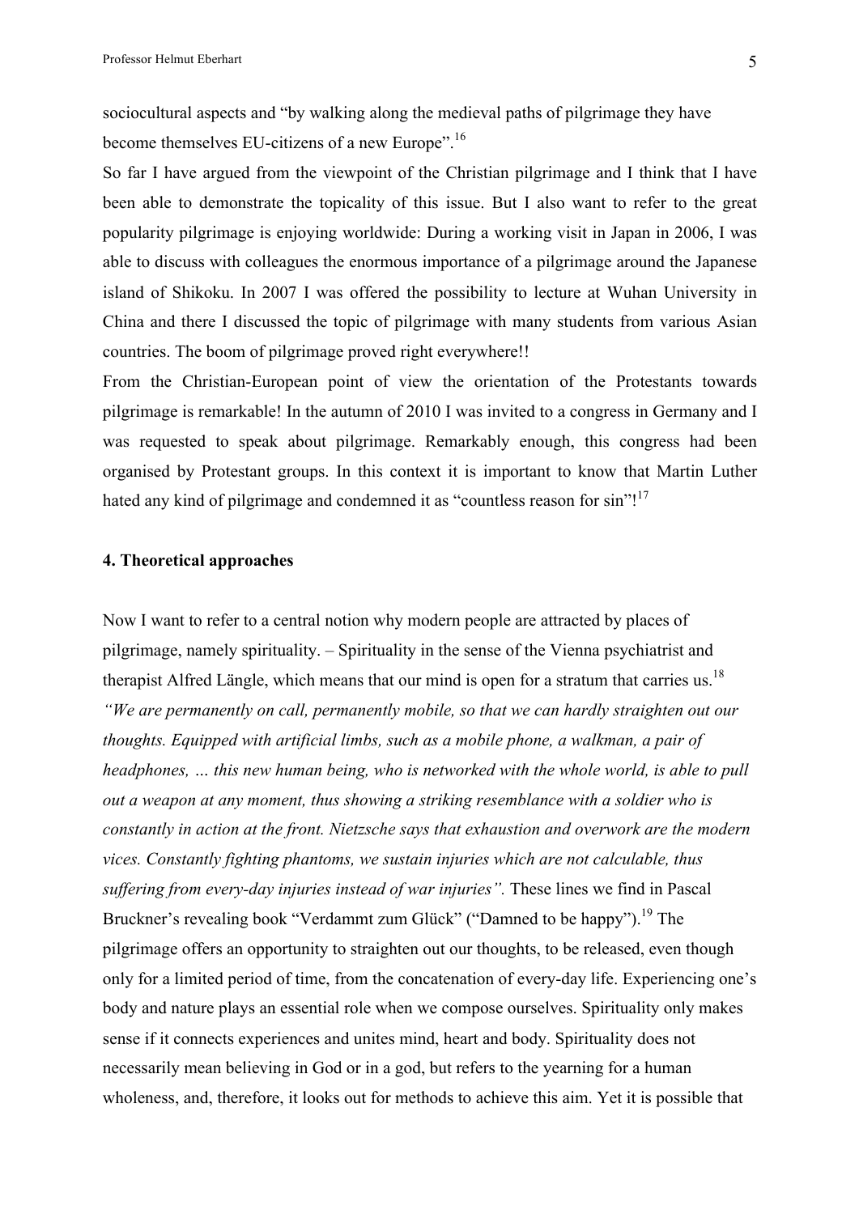sociocultural aspects and "by walking along the medieval paths of pilgrimage they have become themselves EU-citizens of a new Europe".[16]

So far I have argued from the viewpoint of the Christian pilgrimage and I think that I have been able to demonstrate the topicality of this issue. But I also want to refer to the great popularity pilgrimage is enjoying worldwide: During a working visit in Japan in 2006, I was able to discuss with colleagues the enormous importance of a pilgrimage around the Japanese island of Shikoku. In 2007 I was offered the possibility to lecture at Wuhan University in China and there I discussed the topic of pilgrimage with many students from various Asian countries. The boom of pilgrimage proved right everywhere!!

From the Christian-European point of view the orientation of the Protestants towards pilgrimage is remarkable! In the autumn of 2010 I was invited to a congress in Germany and I was requested to speak about pilgrimage. Remarkably enough, this congress had been organised by Protestant groups. In this context it is important to know that Martin Luther hated any kind of pilgrimage and condemned it as "countless reason for sin"![17]

## 4. Theoretical approaches

Now I want to refer to a central notion why modern people are attracted by places of pilgrimage, namely spirituality. – Spirituality in the sense of the Vienna psychiatrist and therapist Alfred Längle, which means that our mind is open for a stratum that carries us.[18] *"We are permanently on call, permanently mobile, so that we can hardly straighten out our thoughts. Equipped with artificial limbs, such as a mobile phone, a walkman, a pair of headphones, … this new human being, who is networked with the whole world, is able to pull out a weapon at any moment, thus showing a striking resemblance with a soldier who is constantly in action at the front. Nietzsche says that exhaustion and overwork are the modern vices. Constantly fighting phantoms, we sustain injuries which are not calculable, thus suffering from every-day injuries instead of war injuries".* These lines we find in Pascal Bruckner's revealing book "Verdammt zum Glück" ("Damned to be happy").[19] The pilgrimage offers an opportunity to straighten out our thoughts, to be released, even though only for a limited period of time, from the concatenation of every-day life. Experiencing one's body and nature plays an essential role when we compose ourselves. Spirituality only makes sense if it connects experiences and unites mind, heart and body. Spirituality does not necessarily mean believing in God or in a god, but refers to the yearning for a human wholeness, and, therefore, it looks out for methods to achieve this aim. Yet it is possible that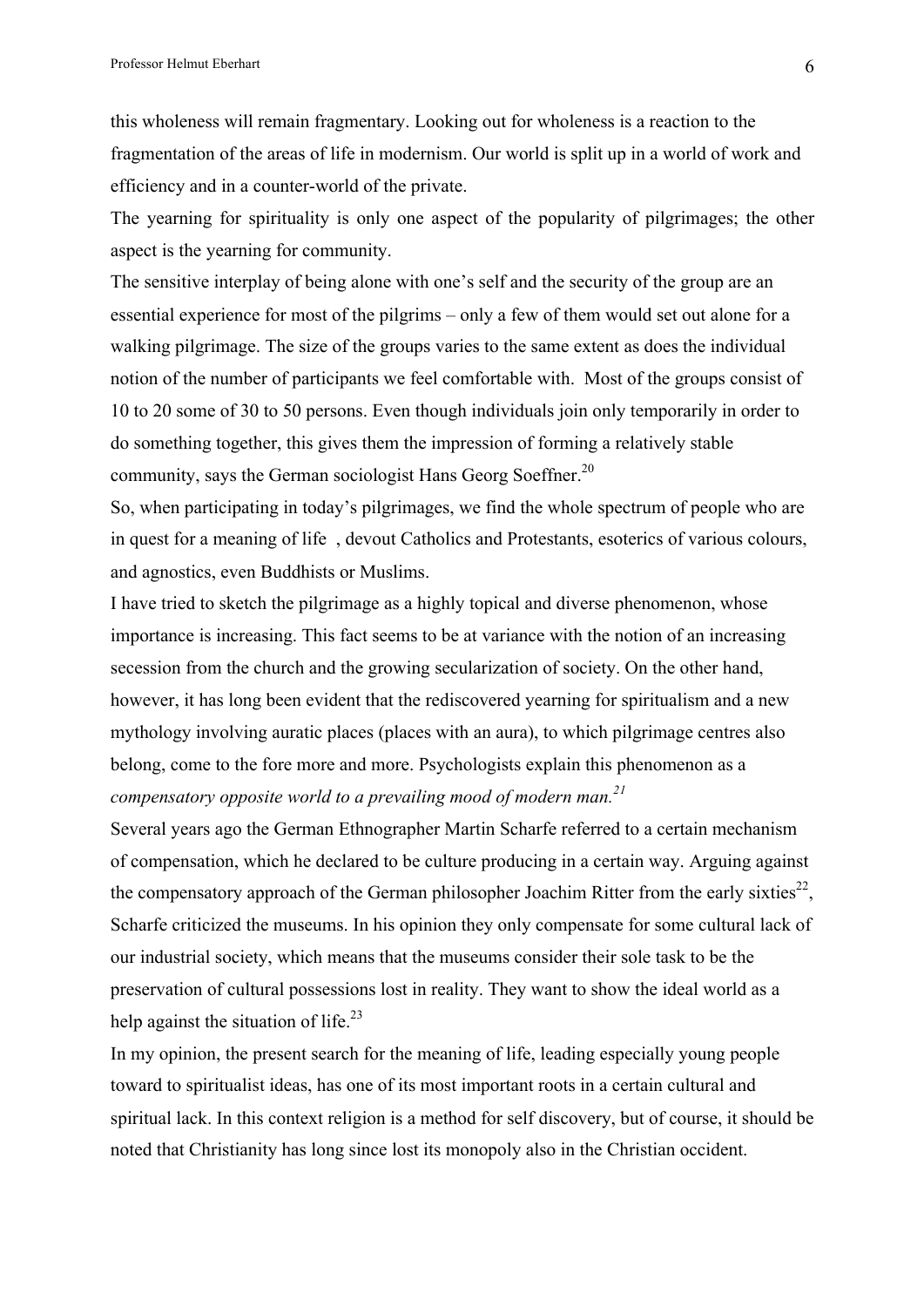this wholeness will remain fragmentary. Looking out for wholeness is a reaction to the fragmentation of the areas of life in modernism. Our world is split up in a world of work and efficiency and in a counter-world of the private.

The yearning for spirituality is only one aspect of the popularity of pilgrimages; the other aspect is the yearning for community.

The sensitive interplay of being alone with one's self and the security of the group are an essential experience for most of the pilgrims – only a few of them would set out alone for a walking pilgrimage. The size of the groups varies to the same extent as does the individual notion of the number of participants we feel comfortable with. Most of the groups consist of 10 to 20 some of 30 to 50 persons. Even though individuals join only temporarily in order to do something together, this gives them the impression of forming a relatively stable community, says the German sociologist Hans Georg Soeffner.[20]

So, when participating in today's pilgrimages, we find the whole spectrum of people who are in quest for a meaning of life , devout Catholics and Protestants, esoterics of various colours, and agnostics, even Buddhists or Muslims.

I have tried to sketch the pilgrimage as a highly topical and diverse phenomenon, whose importance is increasing. This fact seems to be at variance with the notion of an increasing secession from the church and the growing secularization of society. On the other hand, however, it has long been evident that the rediscovered yearning for spiritualism and a new mythology involving auratic places (places with an aura), to which pilgrimage centres also belong, come to the fore more and more. Psychologists explain this phenomenon as a *compensatory opposite world to a prevailing mood of modern man.*[21]

Several years ago the German Ethnographer Martin Scharfe referred to a certain mechanism of compensation, which he declared to be culture producing in a certain way. Arguing against the compensatory approach of the German philosopher Joachim Ritter from the early sixties[22], Scharfe criticized the museums. In his opinion they only compensate for some cultural lack of our industrial society, which means that the museums consider their sole task to be the preservation of cultural possessions lost in reality. They want to show the ideal world as a help against the situation of life.[23]

In my opinion, the present search for the meaning of life, leading especially young people toward to spiritualist ideas, has one of its most important roots in a certain cultural and spiritual lack. In this context religion is a method for self discovery, but of course, it should be noted that Christianity has long since lost its monopoly also in the Christian occident.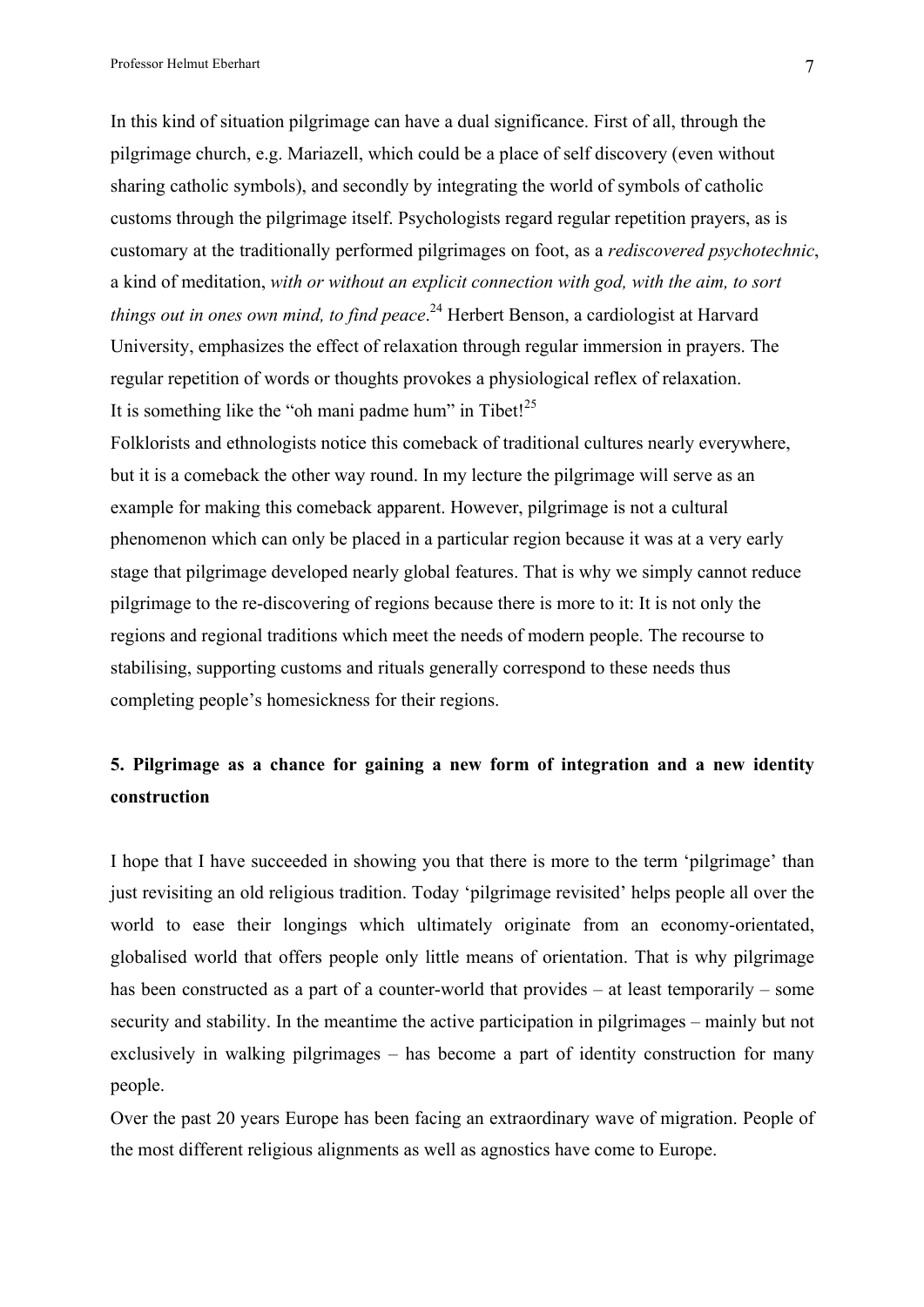In this kind of situation pilgrimage can have a dual significance. First of all, through the pilgrimage church, e.g. Mariazell, which could be a place of self discovery (even without sharing catholic symbols), and secondly by integrating the world of symbols of catholic customs through the pilgrimage itself. Psychologists regard regular repetition prayers, as is customary at the traditionally performed pilgrimages on foot, as a *rediscovered psychotechnic*, a kind of meditation, *with or without an explicit connection with god, with the aim, to sort things out in ones own mind, to find peace*.[24] Herbert Benson, a cardiologist at Harvard University, emphasizes the effect of relaxation through regular immersion in prayers. The regular repetition of words or thoughts provokes a physiological reflex of relaxation. It is something like the "oh mani padme hum" in Tibet![25]

Folklorists and ethnologists notice this comeback of traditional cultures nearly everywhere, but it is a comeback the other way round. In my lecture the pilgrimage will serve as an example for making this comeback apparent. However, pilgrimage is not a cultural phenomenon which can only be placed in a particular region because it was at a very early stage that pilgrimage developed nearly global features. That is why we simply cannot reduce pilgrimage to the re-discovering of regions because there is more to it: It is not only the regions and regional traditions which meet the needs of modern people. The recourse to stabilising, supporting customs and rituals generally correspond to these needs thus completing people's homesickness for their regions.

## 5. Pilgrimage as a chance for gaining a new form of integration and a new identity construction

I hope that I have succeeded in showing you that there is more to the term 'pilgrimage' than just revisiting an old religious tradition. Today 'pilgrimage revisited' helps people all over the world to ease their longings which ultimately originate from an economy-orientated, globalised world that offers people only little means of orientation. That is why pilgrimage has been constructed as a part of a counter-world that provides – at least temporarily – some security and stability. In the meantime the active participation in pilgrimages – mainly but not exclusively in walking pilgrimages – has become a part of identity construction for many people.

Over the past 20 years Europe has been facing an extraordinary wave of migration. People of the most different religious alignments as well as agnostics have come to Europe.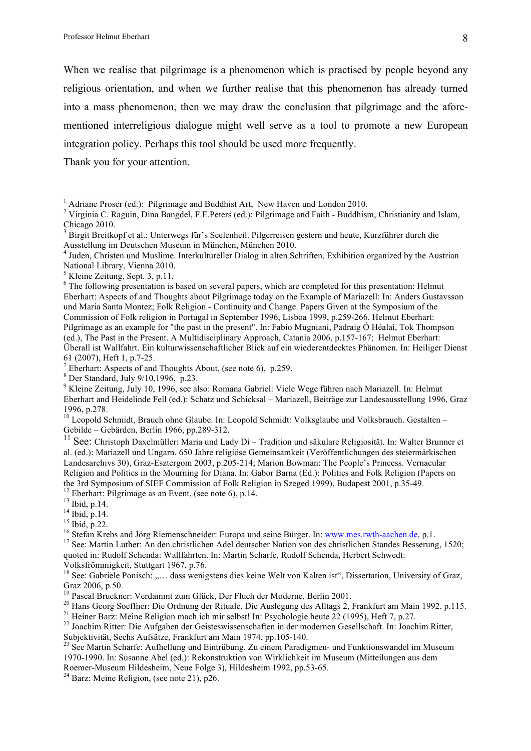When we realise that pilgrimage is a phenomenon which is practised by people beyond any religious orientation, and when we further realise that this phenomenon has already turned into a mass phenomenon, then we may draw the conclusion that pilgrimage and the aforementioned interreligious dialogue might well serve as a tool to promote a new European integration policy. Perhaps this tool should be used more frequently.

Thank you for your attention.

---

[1] Adriane Proser (ed.): Pilgrimage and Buddhist Art, New Haven und London 2010.

[2] Virginia C. Raguin, Dina Bangdel, F.E.Peters (ed.): Pilgrimage and Faith - Buddhism, Christianity and Islam, Chicago 2010.

[3] Birgit Breitkopf et al.: Unterwegs für's Seelenheil. Pilgerreisen gestern und heute, Kurzführer durch die Ausstellung im Deutschen Museum in München, München 2010.

[4] Juden, Christen und Muslime. Interkultureller Dialog in alten Schriften, Exhibition organized by the Austrian National Library, Vienna 2010.

[5] Kleine Zeitung, Sept. 3, p.11.

[6] The following presentation is based on several papers, which are completed for this presentation: Helmut Eberhart: Aspects of and Thoughts about Pilgrimage today on the Example of Mariazell: In: Anders Gustavsson und Maria Santa Montez; Folk Religion - Continuity and Change. Papers Given at the Symposium of the Commission of Folk religion in Portugal in September 1996, Lisboa 1999, p.259-266. Helmut Eberhart: Pilgrimage as an example for "the past in the present". In: Fabio Mugniani, Padraig Ó Héalaí, Tok Thompson (ed.), The Past in the Present. A Multidisciplinary Approach, Catania 2006, p.157-167; Helmut Eberhart: Überall ist Wallfahrt. Ein kulturwissenschaftlicher Blick auf ein wiederentdecktes Phänomen. In: Heiliger Dienst 61 (2007), Heft 1, p.7-25.

[7] Eberhart: Aspects of and Thoughts About, (see note 6), p.259.

[8] Der Standard, July 9/10,1996, p.23.

[9] Kleine Zeitung, July 10, 1996, see also: Romana Gabriel: Viele Wege führen nach Mariazell. In: Helmut Eberhart and Heidelinde Fell (ed.): Schatz und Schicksal – Mariazell, Beiträge zur Landesausstellung 1996, Graz 1996, p.278.

[10] Leopold Schmidt, Brauch ohne Glaube. In: Leopold Schmidt: Volksglaube und Volksbrauch. Gestalten – Gebilde – Gebärden, Berlin 1966, pp.289-312.

[11] See: Christoph Daxelmüller: Maria und Lady Di – Tradition und säkulare Religiosität. In: Walter Brunner et al. (ed.): Mariazell und Ungarn. 650 Jahre religiöse Gemeinsamkeit (Veröffentlichungen des steiermärkischen Landesarchivs 30), Graz-Esztergom 2003, p.205-214; Marion Bowman: The People's Princess. Vernacular Religion and Politics in the Mourning for Diana. In: Gabor Barna (Ed.): Politics and Folk Religion (Papers on the 3rd Symposium of SIEF Commission of Folk Religion in Szeged 1999), Budapest 2001, p.35-49.

[12] Eberhart: Pilgrimage as an Event, (see note 6), p.14.

[13] Ibid, p.14.

[14] Ibid, p.14.

[15] Ibid, p.22.

[16] Stefan Krebs and Jörg Riemenschneider: Europa und seine Bürger. In: www.mes.rwth-aachen.de, p.1.

[17] See: Martin Luther: An den christlichen Adel deutscher Nation von des christlichen Standes Besserung, 1520; quoted in: Rudolf Schenda: Wallfahrten. In: Martin Scharfe, Rudolf Schenda, Herbert Schwedt: Volksfrömmigkeit, Stuttgart 1967, p.76.

[18] See: Gabriele Ponisch: „… dass wenigstens dies keine Welt von Kalten ist", Dissertation, University of Graz, Graz 2006, p.50.

[19] Pascal Bruckner: Verdammt zum Glück, Der Fluch der Moderne, Berlin 2001.

[20] Hans Georg Soeffner: Die Ordnung der Rituale. Die Auslegung des Alltags 2, Frankfurt am Main 1992. p.115.

[21] Heiner Barz: Meine Religion mach ich mir selbst! In: Psychologie heute 22 (1995), Heft 7, p.27.

[22] Joachim Ritter: Die Aufgaben der Geisteswissenschaften in der modernen Gesellschaft. In: Joachim Ritter, Subjektivität, Sechs Aufsätze, Frankfurt am Main 1974, pp.105-140.

[23] See Martin Scharfe: Aufhellung und Eintrübung. Zu einem Paradigmen- und Funktionswandel im Museum 1970-1990. In: Susanne Abel (ed.): Rekonstruktion von Wirklichkeit im Museum (Mitteilungen aus dem Roemer-Museum Hildesheim, Neue Folge 3), Hildesheim 1992, pp.53-65.

[24] Barz: Meine Religion, (see note 21), p26.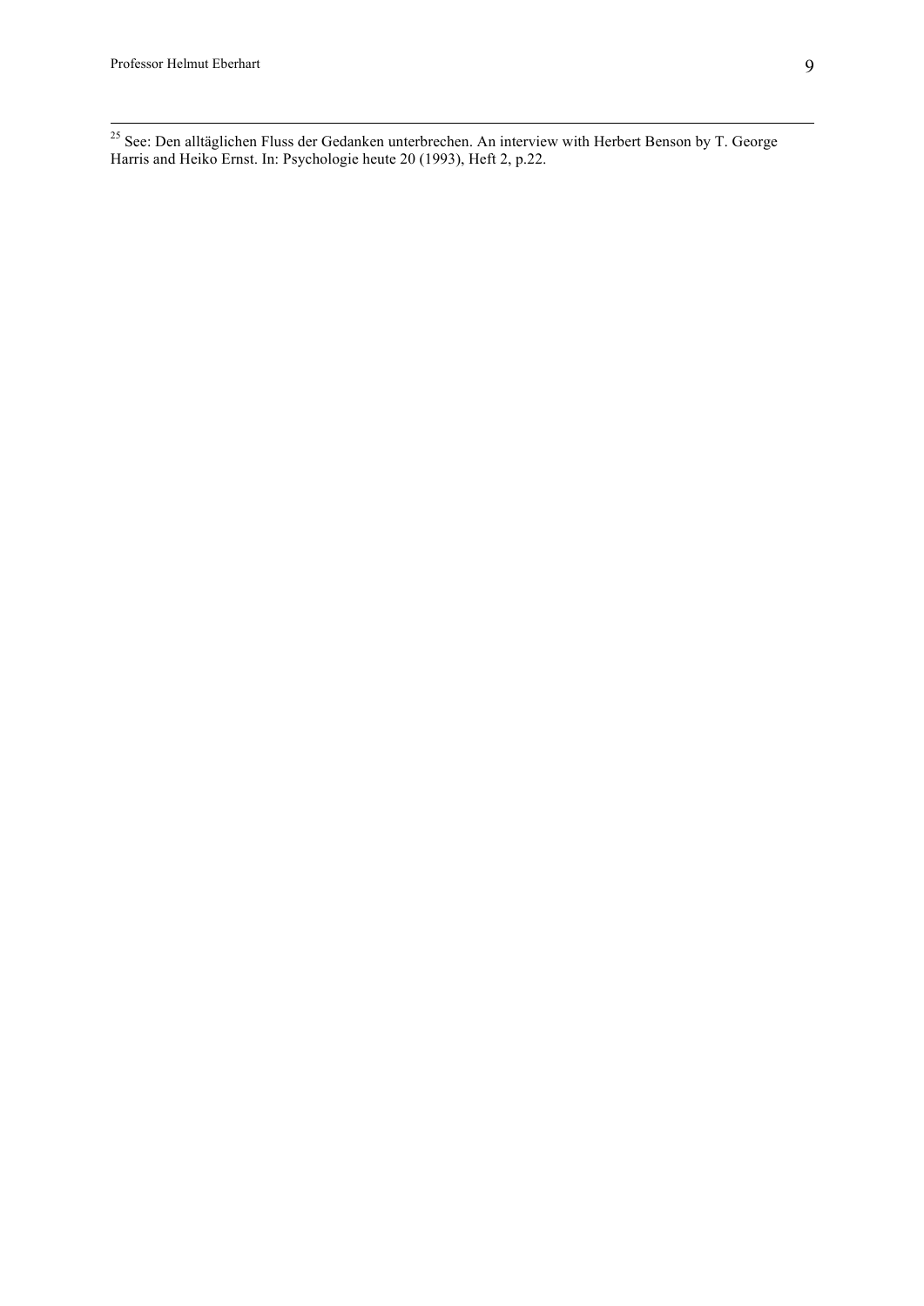[25] See: Den alltäglichen Fluss der Gedanken unterbrechen. An interview with Herbert Benson by T. George Harris and Heiko Ernst. In: Psychologie heute 20 (1993), Heft 2, p.22.